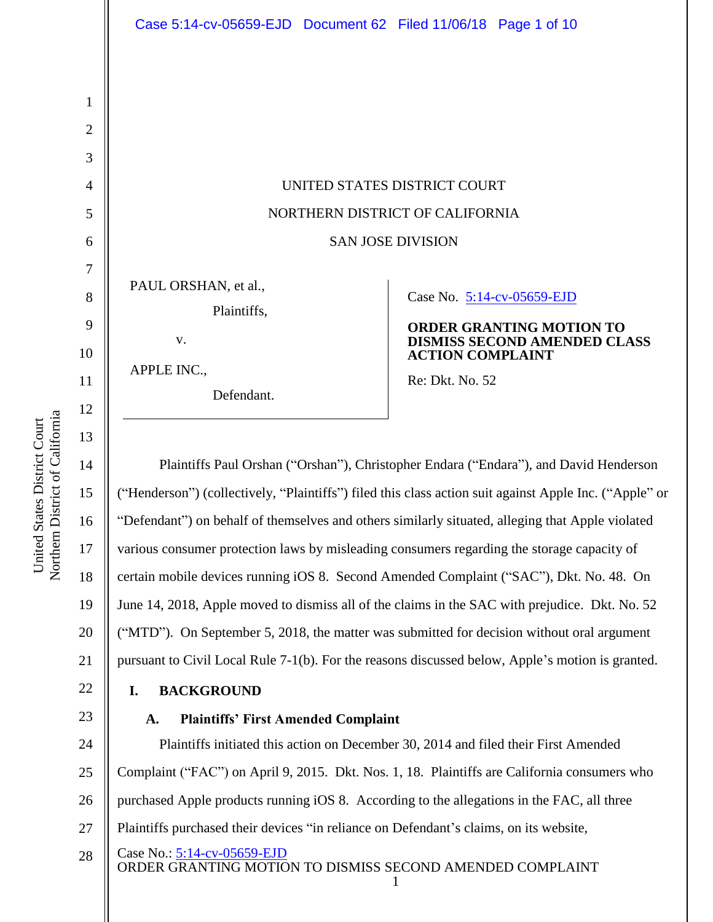UNITED STATES DISTRICT COURT

NORTHERN DISTRICT OF CALIFORNIA

SAN JOSE DIVISION

PAUL ORSHAN, et al.,

Plaintiffs,

v.

APPLE INC.,

Defendant.

Case No. 5:14-cv-05659-EJD

**ORDER GRANTING MOTION TO DISMISS SECOND AMENDED CLASS ACTION COMPLAINT**

Re: Dkt. No. 52

Plaintiffs Paul Orshan ("Orshan"), Christopher Endara ("Endara"), and David Henderson ("Henderson") (collectively, "Plaintiffs") filed this class action suit against Apple Inc. ("Apple" or "Defendant") on behalf of themselves and others similarly situated, alleging that Apple violated various consumer protection laws by misleading consumers regarding the storage capacity of certain mobile devices running iOS 8. Second Amended Complaint ("SAC"), Dkt. No. 48. On June 14, 2018, Apple moved to dismiss all of the claims in the SAC with prejudice. Dkt. No. 52 ("MTD"). On September 5, 2018, the matter was submitted for decision without oral argument pursuant to Civil Local Rule 7-1(b). For the reasons discussed below, Apple's motion is granted.

## I. BACKGROUND

### A. Plaintiffs' First Amended Complaint

Plaintiffs initiated this action on December 30, 2014 and filed their First Amended Complaint ("FAC") on April 9, 2015. Dkt. Nos. 1, 18. Plaintiffs are California consumers who purchased Apple products running iOS 8. According to the allegations in the FAC, all three Plaintiffs purchased their devices "in reliance on Defendant's claims, on its website,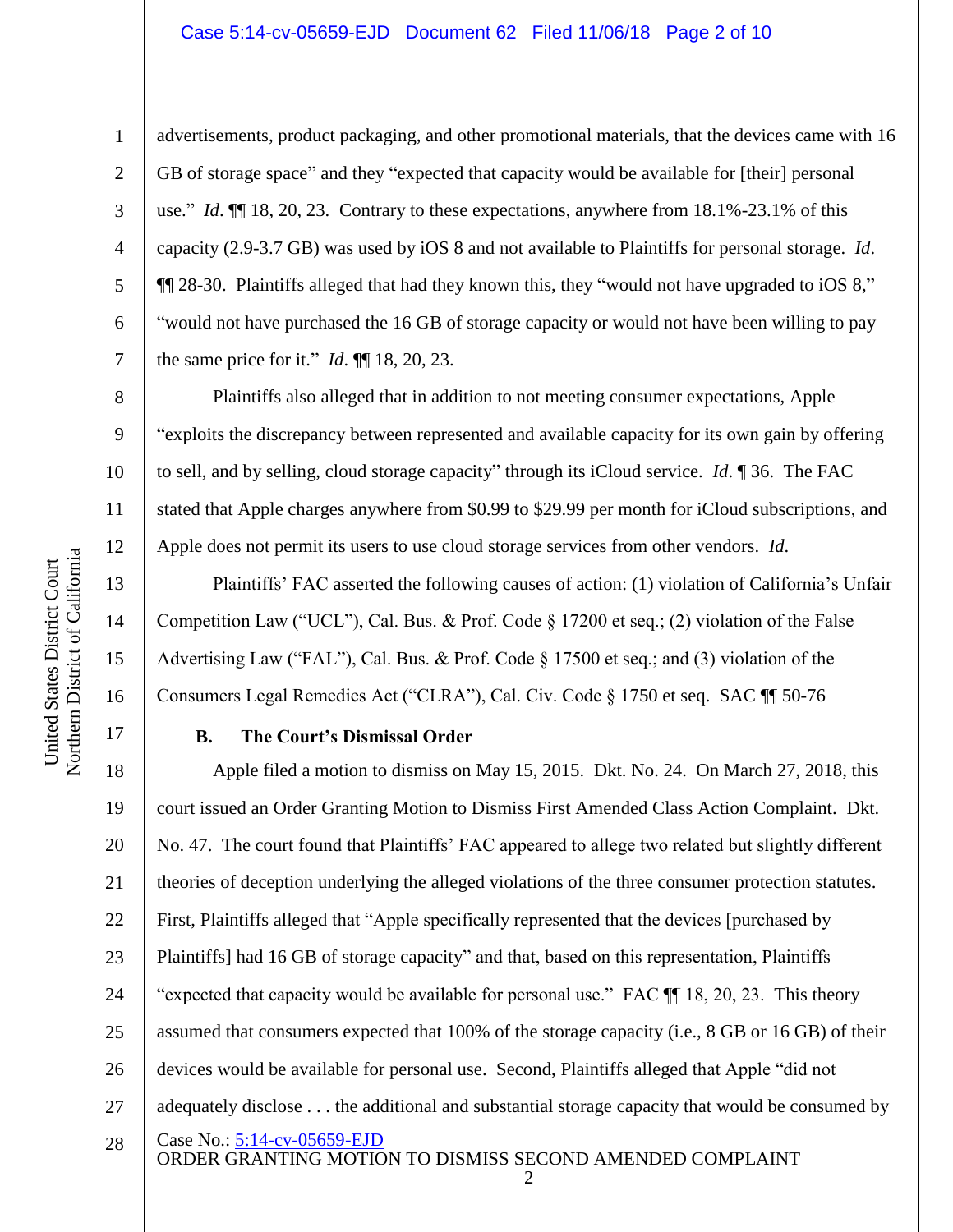advertisements, product packaging, and other promotional materials, that the devices came with 16 GB of storage space" and they "expected that capacity would be available for [their] personal use." *Id*. ¶¶ 18, 20, 23. Contrary to these expectations, anywhere from 18.1%-23.1% of this capacity (2.9-3.7 GB) was used by iOS 8 and not available to Plaintiffs for personal storage. *Id*. ¶¶ 28-30. Plaintiffs alleged that had they known this, they "would not have upgraded to iOS 8," "would not have purchased the 16 GB of storage capacity or would not have been willing to pay the same price for it." *Id*. ¶¶ 18, 20, 23.

Plaintiffs also alleged that in addition to not meeting consumer expectations, Apple "exploits the discrepancy between represented and available capacity for its own gain by offering to sell, and by selling, cloud storage capacity" through its iCloud service. *Id*. ¶ 36. The FAC stated that Apple charges anywhere from $0.99 to $29.99 per month for iCloud subscriptions, and Apple does not permit its users to use cloud storage services from other vendors. *Id.*

Plaintiffs' FAC asserted the following causes of action: (1) violation of California's Unfair Competition Law ("UCL"), Cal. Bus. & Prof. Code § 17200 et seq.; (2) violation of the False Advertising Law ("FAL"), Cal. Bus. & Prof. Code § 17500 et seq.; and (3) violation of the Consumers Legal Remedies Act ("CLRA"), Cal. Civ. Code § 1750 et seq. SAC ¶¶ 50-76

### B. The Court's Dismissal Order

Apple filed a motion to dismiss on May 15, 2015. Dkt. No. 24. On March 27, 2018, this court issued an Order Granting Motion to Dismiss First Amended Class Action Complaint. Dkt. No. 47. The court found that Plaintiffs' FAC appeared to allege two related but slightly different theories of deception underlying the alleged violations of the three consumer protection statutes. First, Plaintiffs alleged that "Apple specifically represented that the devices [purchased by Plaintiffs] had 16 GB of storage capacity" and that, based on this representation, Plaintiffs "expected that capacity would be available for personal use." FAC ¶¶ 18, 20, 23. This theory assumed that consumers expected that 100% of the storage capacity (i.e., 8 GB or 16 GB) of their devices would be available for personal use. Second, Plaintiffs alleged that Apple "did not adequately disclose . . . the additional and substantial storage capacity that would be consumed by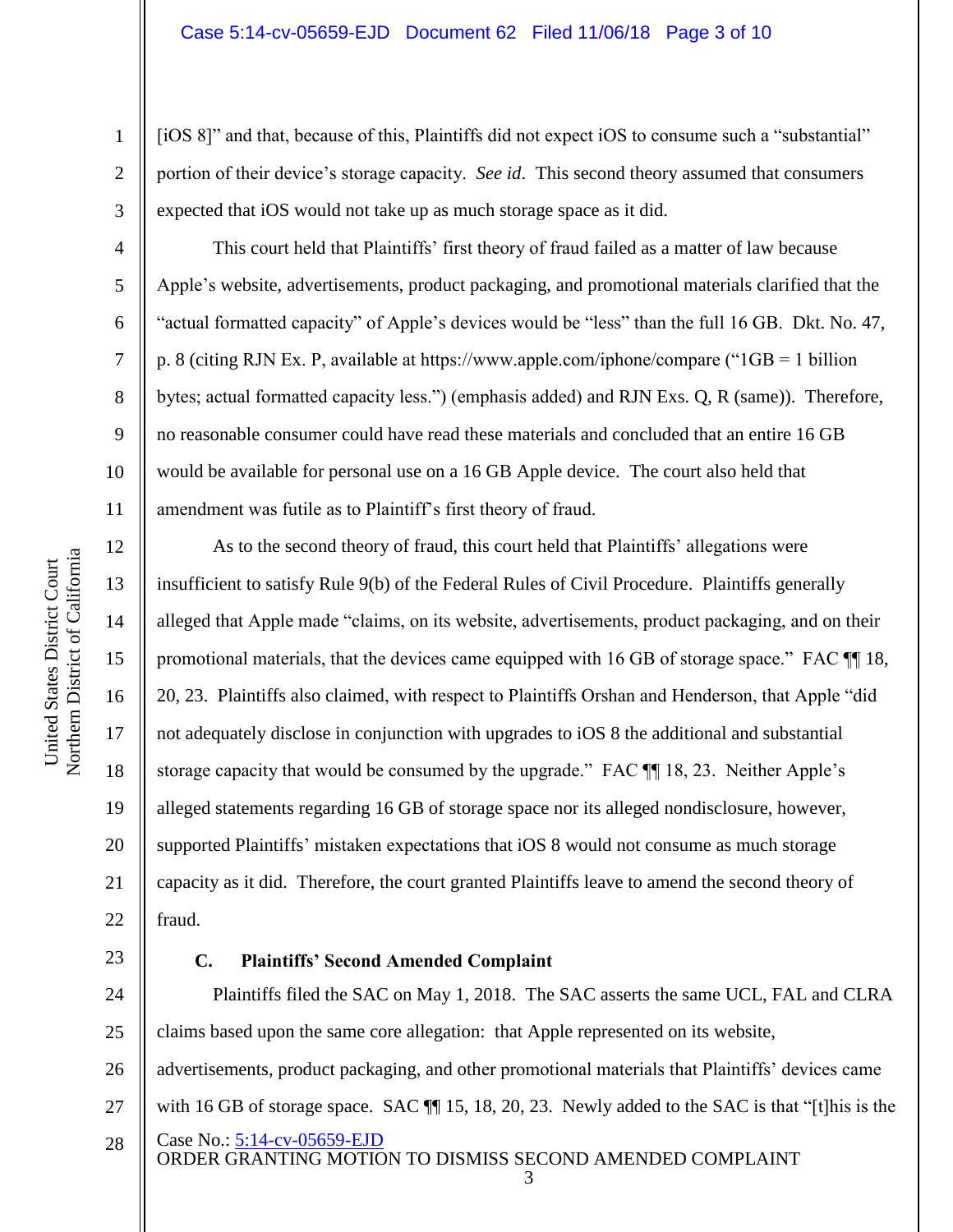[iOS 8]" and that, because of this, Plaintiffs did not expect iOS to consume such a "substantial" portion of their device's storage capacity. *See id*. This second theory assumed that consumers expected that iOS would not take up as much storage space as it did.

This court held that Plaintiffs' first theory of fraud failed as a matter of law because Apple's website, advertisements, product packaging, and promotional materials clarified that the "actual formatted capacity" of Apple's devices would be "less" than the full 16 GB. Dkt. No. 47, p. 8 (citing RJN Ex. P, available at https://www.apple.com/iphone/compare ("1GB = 1 billion bytes; actual formatted capacity less.") (emphasis added) and RJN Exs. Q, R (same)). Therefore, no reasonable consumer could have read these materials and concluded that an entire 16 GB would be available for personal use on a 16 GB Apple device. The court also held that amendment was futile as to Plaintiff's first theory of fraud.

As to the second theory of fraud, this court held that Plaintiffs' allegations were insufficient to satisfy Rule 9(b) of the Federal Rules of Civil Procedure. Plaintiffs generally alleged that Apple made "claims, on its website, advertisements, product packaging, and on their promotional materials, that the devices came equipped with 16 GB of storage space." FAC ¶¶ 18, 20, 23. Plaintiffs also claimed, with respect to Plaintiffs Orshan and Henderson, that Apple "did not adequately disclose in conjunction with upgrades to iOS 8 the additional and substantial storage capacity that would be consumed by the upgrade." FAC ¶¶ 18, 23. Neither Apple's alleged statements regarding 16 GB of storage space nor its alleged nondisclosure, however, supported Plaintiffs' mistaken expectations that iOS 8 would not consume as much storage capacity as it did. Therefore, the court granted Plaintiffs leave to amend the second theory of fraud.

### C. Plaintiffs' Second Amended Complaint

Plaintiffs filed the SAC on May 1, 2018. The SAC asserts the same UCL, FAL and CLRA claims based upon the same core allegation: that Apple represented on its website, advertisements, product packaging, and other promotional materials that Plaintiffs' devices came with 16 GB of storage space. SAC ¶¶ 15, 18, 20, 23. Newly added to the SAC is that "[t]his is the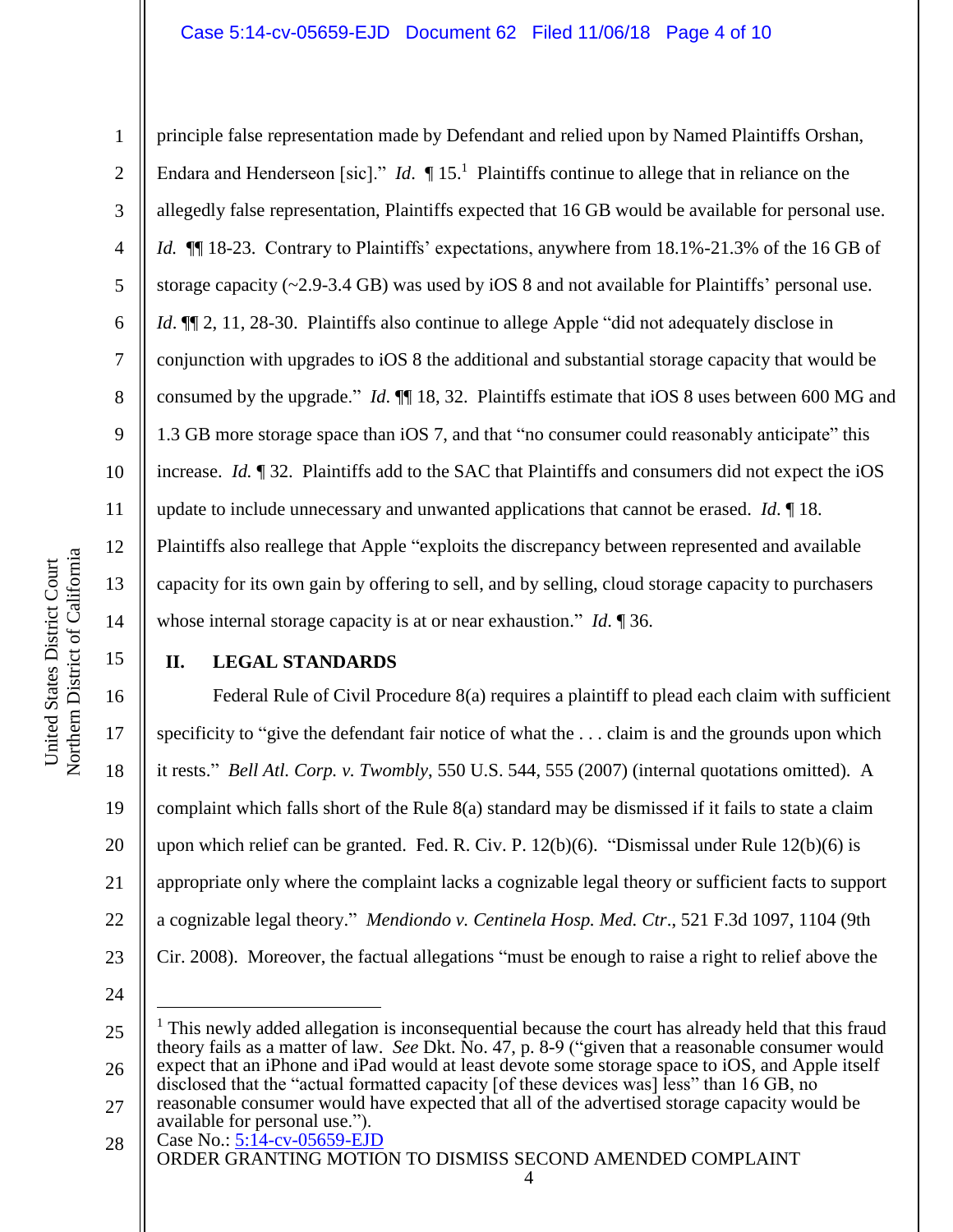principle false representation made by Defendant and relied upon by Named Plaintiffs Orshan, Endara and Henderseon [sic]." *Id*. ¶ 15.[1] Plaintiffs continue to allege that in reliance on the allegedly false representation, Plaintiffs expected that 16 GB would be available for personal use. *Id.* ¶¶ 18-23. Contrary to Plaintiffs' expectations, anywhere from 18.1%-21.3% of the 16 GB of storage capacity (~2.9-3.4 GB) was used by iOS 8 and not available for Plaintiffs' personal use. *Id*. ¶¶ 2, 11, 28-30. Plaintiffs also continue to allege Apple "did not adequately disclose in conjunction with upgrades to iOS 8 the additional and substantial storage capacity that would be consumed by the upgrade." *Id*. ¶¶ 18, 32. Plaintiffs estimate that iOS 8 uses between 600 MG and 1.3 GB more storage space than iOS 7, and that "no consumer could reasonably anticipate" this increase. *Id.* ¶ 32. Plaintiffs add to the SAC that Plaintiffs and consumers did not expect the iOS update to include unnecessary and unwanted applications that cannot be erased. *Id*. ¶ 18. Plaintiffs also reallege that Apple "exploits the discrepancy between represented and available capacity for its own gain by offering to sell, and by selling, cloud storage capacity to purchasers whose internal storage capacity is at or near exhaustion." *Id.* ¶ 36.

## II. LEGAL STANDARDS

Federal Rule of Civil Procedure 8(a) requires a plaintiff to plead each claim with sufficient specificity to "give the defendant fair notice of what the . . . claim is and the grounds upon which it rests." *Bell Atl. Corp. v. Twombly*, 550 U.S. 544, 555 (2007) (internal quotations omitted). A complaint which falls short of the Rule 8(a) standard may be dismissed if it fails to state a claim upon which relief can be granted. Fed. R. Civ. P. 12(b)(6). "Dismissal under Rule 12(b)(6) is appropriate only where the complaint lacks a cognizable legal theory or sufficient facts to support a cognizable legal theory." *Mendiondo v. Centinela Hosp. Med. Ctr*., 521 F.3d 1097, 1104 (9th Cir. 2008). Moreover, the factual allegations "must be enough to raise a right to relief above the

---

[1] This newly added allegation is inconsequential because the court has already held that this fraud theory fails as a matter of law. *See* Dkt. No. 47, p. 8-9 ("given that a reasonable consumer would expect that an iPhone and iPad would at least devote some storage space to iOS, and Apple itself disclosed that the "actual formatted capacity [of these devices was] less" than 16 GB, no reasonable consumer would have expected that all of the advertised storage capacity would be available for personal use.").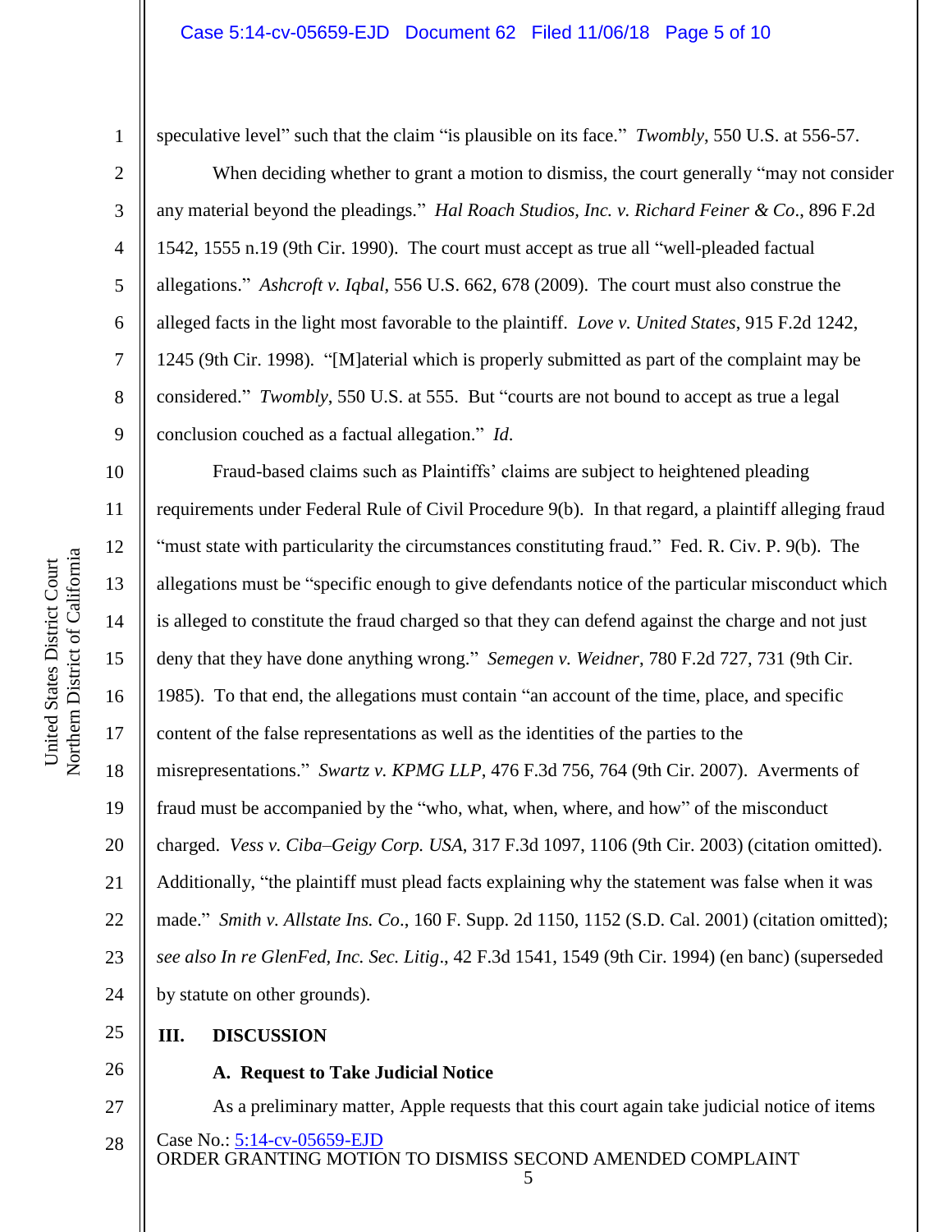speculative level" such that the claim "is plausible on its face." *Twombly*, 550 U.S. at 556-57.

When deciding whether to grant a motion to dismiss, the court generally "may not consider any material beyond the pleadings." *Hal Roach Studios, Inc. v. Richard Feiner & Co*., 896 F.2d 1542, 1555 n.19 (9th Cir. 1990). The court must accept as true all "well-pleaded factual allegations." *Ashcroft v. Iqbal*, 556 U.S. 662, 678 (2009). The court must also construe the alleged facts in the light most favorable to the plaintiff. *Love v. United States*, 915 F.2d 1242, 1245 (9th Cir. 1998). "[M]aterial which is properly submitted as part of the complaint may be considered." *Twombly*, 550 U.S. at 555. But "courts are not bound to accept as true a legal conclusion couched as a factual allegation." *Id.*

Fraud-based claims such as Plaintiffs' claims are subject to heightened pleading requirements under Federal Rule of Civil Procedure 9(b). In that regard, a plaintiff alleging fraud "must state with particularity the circumstances constituting fraud." Fed. R. Civ. P. 9(b). The allegations must be "specific enough to give defendants notice of the particular misconduct which is alleged to constitute the fraud charged so that they can defend against the charge and not just deny that they have done anything wrong." *Semegen v. Weidner*, 780 F.2d 727, 731 (9th Cir. 1985). To that end, the allegations must contain "an account of the time, place, and specific content of the false representations as well as the identities of the parties to the misrepresentations." *Swartz v. KPMG LLP*, 476 F.3d 756, 764 (9th Cir. 2007). Averments of fraud must be accompanied by the "who, what, when, where, and how" of the misconduct charged. *Vess v. Ciba–Geigy Corp. USA*, 317 F.3d 1097, 1106 (9th Cir. 2003) (citation omitted). Additionally, "the plaintiff must plead facts explaining why the statement was false when it was made." *Smith v. Allstate Ins. Co*., 160 F. Supp. 2d 1150, 1152 (S.D. Cal. 2001) (citation omitted); *see also In re GlenFed, Inc. Sec. Litig*., 42 F.3d 1541, 1549 (9th Cir. 1994) (en banc) (superseded by statute on other grounds).

## III. DISCUSSION

### A. Request to Take Judicial Notice

As a preliminary matter, Apple requests that this court again take judicial notice of items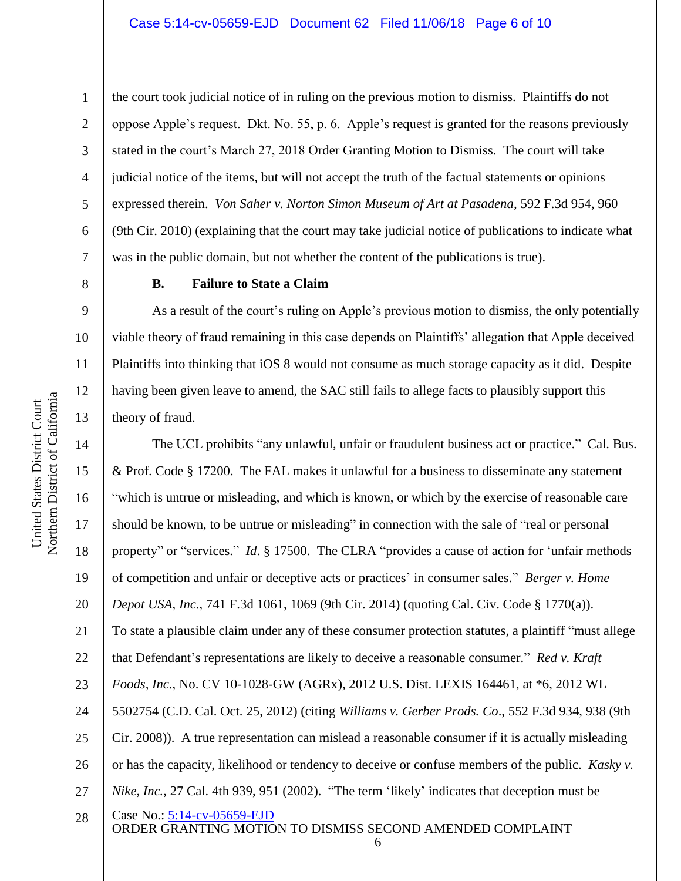the court took judicial notice of in ruling on the previous motion to dismiss. Plaintiffs do not oppose Apple's request. Dkt. No. 55, p. 6. Apple's request is granted for the reasons previously stated in the court's March 27, 2018 Order Granting Motion to Dismiss. The court will take judicial notice of the items, but will not accept the truth of the factual statements or opinions expressed therein. *Von Saher v. Norton Simon Museum of Art at Pasadena*, 592 F.3d 954, 960 (9th Cir. 2010) (explaining that the court may take judicial notice of publications to indicate what was in the public domain, but not whether the content of the publications is true).

**B. Failure to State a Claim**

As a result of the court's ruling on Apple's previous motion to dismiss, the only potentially viable theory of fraud remaining in this case depends on Plaintiffs' allegation that Apple deceived Plaintiffs into thinking that iOS 8 would not consume as much storage capacity as it did. Despite having been given leave to amend, the SAC still fails to allege facts to plausibly support this theory of fraud.

The UCL prohibits "any unlawful, unfair or fraudulent business act or practice." Cal. Bus. & Prof. Code § 17200. The FAL makes it unlawful for a business to disseminate any statement "which is untrue or misleading, and which is known, or which by the exercise of reasonable care should be known, to be untrue or misleading" in connection with the sale of "real or personal property" or "services." *Id*. § 17500. The CLRA "provides a cause of action for 'unfair methods of competition and unfair or deceptive acts or practices' in consumer sales." *Berger v. Home Depot USA, Inc*., 741 F.3d 1061, 1069 (9th Cir. 2014) (quoting Cal. Civ. Code § 1770(a)). To state a plausible claim under any of these consumer protection statutes, a plaintiff "must allege that Defendant's representations are likely to deceive a reasonable consumer." *Red v. Kraft Foods, Inc*., No. CV 10-1028-GW (AGRx), 2012 U.S. Dist. LEXIS 164461, at *6, 2012 WL 5502754 (C.D. Cal. Oct. 25, 2012) (citing *Williams v. Gerber Prods. Co*., 552 F.3d 934, 938 (9th Cir. 2008)). A true representation can mislead a reasonable consumer if it is actually misleading or has the capacity, likelihood or tendency to deceive or confuse members of the public. *Kasky v. Nike, Inc.*, 27 Cal. 4th 939, 951 (2002). "The term 'likely' indicates that deception must be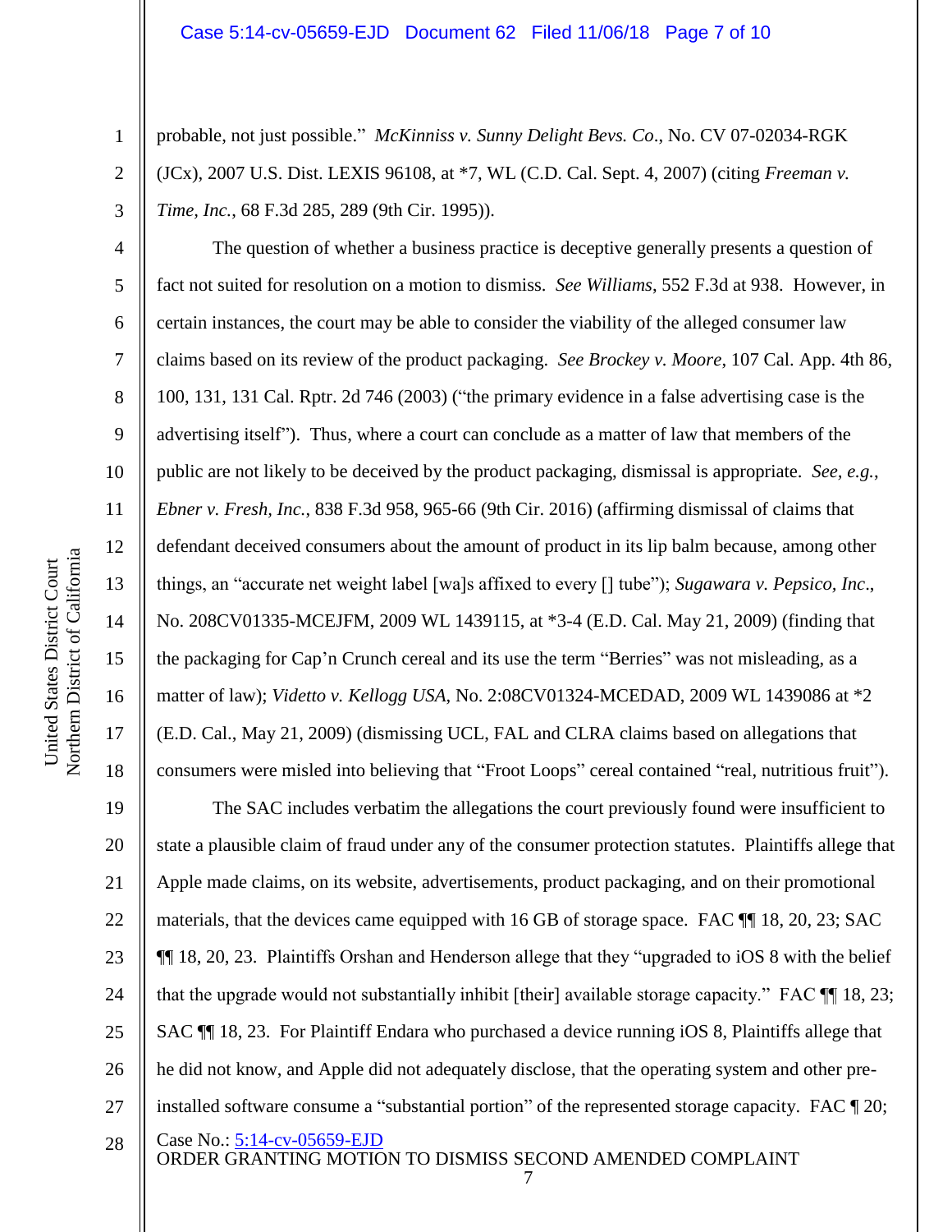probable, not just possible." *McKinniss v. Sunny Delight Bevs. Co*., No. CV 07-02034-RGK (JCx), 2007 U.S. Dist. LEXIS 96108, at *7, WL (C.D. Cal. Sept. 4, 2007) (citing *Freeman v. Time, Inc.*, 68 F.3d 285, 289 (9th Cir. 1995)).

The question of whether a business practice is deceptive generally presents a question of fact not suited for resolution on a motion to dismiss. *See Williams*, 552 F.3d at 938. However, in certain instances, the court may be able to consider the viability of the alleged consumer law claims based on its review of the product packaging. *See Brockey v. Moore*, 107 Cal. App. 4th 86, 100, 131, 131 Cal. Rptr. 2d 746 (2003) ("the primary evidence in a false advertising case is the advertising itself"). Thus, where a court can conclude as a matter of law that members of the public are not likely to be deceived by the product packaging, dismissal is appropriate. *See, e.g.*, *Ebner v. Fresh, Inc.*, 838 F.3d 958, 965-66 (9th Cir. 2016) (affirming dismissal of claims that defendant deceived consumers about the amount of product in its lip balm because, among other things, an "accurate net weight label [wa]s affixed to every [] tube"); *Sugawara v. Pepsico, Inc*., No. 208CV01335-MCEJFM, 2009 WL 1439115, at *3-4 (E.D. Cal. May 21, 2009) (finding that the packaging for Cap'n Crunch cereal and its use the term "Berries" was not misleading, as a matter of law); *Videtto v. Kellogg USA*, No. 2:08CV01324-MCEDAD, 2009 WL 1439086 at *2 (E.D. Cal., May 21, 2009) (dismissing UCL, FAL and CLRA claims based on allegations that consumers were misled into believing that "Froot Loops" cereal contained "real, nutritious fruit").

The SAC includes verbatim the allegations the court previously found were insufficient to state a plausible claim of fraud under any of the consumer protection statutes. Plaintiffs allege that Apple made claims, on its website, advertisements, product packaging, and on their promotional materials, that the devices came equipped with 16 GB of storage space. FAC ¶¶ 18, 20, 23; SAC ¶¶ 18, 20, 23. Plaintiffs Orshan and Henderson allege that they "upgraded to iOS 8 with the belief that the upgrade would not substantially inhibit [their] available storage capacity." FAC ¶¶ 18, 23; SAC ¶¶ 18, 23. For Plaintiff Endara who purchased a device running iOS 8, Plaintiffs allege that he did not know, and Apple did not adequately disclose, that the operating system and other pre-installed software consume a "substantial portion" of the represented storage capacity. FAC ¶ 20;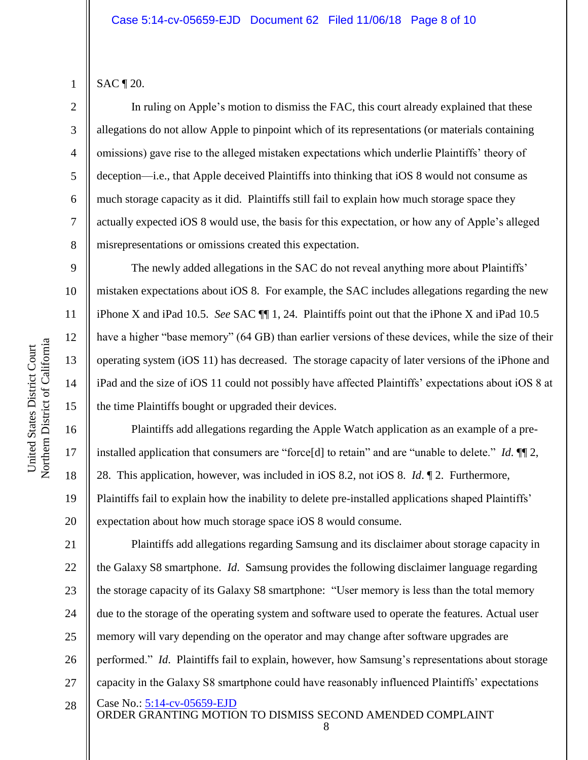SAC ¶ 20.

In ruling on Apple's motion to dismiss the FAC, this court already explained that these allegations do not allow Apple to pinpoint which of its representations (or materials containing omissions) gave rise to the alleged mistaken expectations which underlie Plaintiffs' theory of deception—i.e., that Apple deceived Plaintiffs into thinking that iOS 8 would not consume as much storage capacity as it did. Plaintiffs still fail to explain how much storage space they actually expected iOS 8 would use, the basis for this expectation, or how any of Apple's alleged misrepresentations or omissions created this expectation.

The newly added allegations in the SAC do not reveal anything more about Plaintiffs' mistaken expectations about iOS 8. For example, the SAC includes allegations regarding the new iPhone X and iPad 10.5. *See* SAC ¶¶ 1, 24. Plaintiffs point out that the iPhone X and iPad 10.5 have a higher "base memory" (64 GB) than earlier versions of these devices, while the size of their operating system (iOS 11) has decreased. The storage capacity of later versions of the iPhone and iPad and the size of iOS 11 could not possibly have affected Plaintiffs' expectations about iOS 8 at the time Plaintiffs bought or upgraded their devices.

Plaintiffs add allegations regarding the Apple Watch application as an example of a pre-installed application that consumers are "force[d] to retain" and are "unable to delete." *Id.* ¶¶ 2, 28. This application, however, was included in iOS 8.2, not iOS 8. *Id.* ¶ 2. Furthermore, Plaintiffs fail to explain how the inability to delete pre-installed applications shaped Plaintiffs' expectation about how much storage space iOS 8 would consume.

Plaintiffs add allegations regarding Samsung and its disclaimer about storage capacity in the Galaxy S8 smartphone. *Id.* Samsung provides the following disclaimer language regarding the storage capacity of its Galaxy S8 smartphone: "User memory is less than the total memory due to the storage of the operating system and software used to operate the features. Actual user memory will vary depending on the operator and may change after software upgrades are performed." *Id.* Plaintiffs fail to explain, however, how Samsung's representations about storage capacity in the Galaxy S8 smartphone could have reasonably influenced Plaintiffs' expectations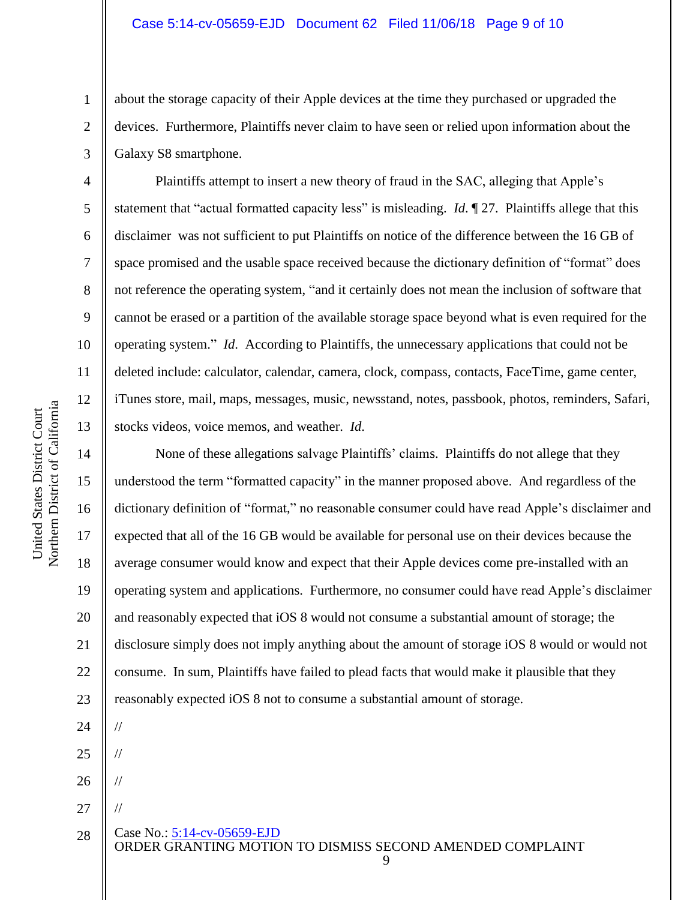about the storage capacity of their Apple devices at the time they purchased or upgraded the devices. Furthermore, Plaintiffs never claim to have seen or relied upon information about the Galaxy S8 smartphone.

Plaintiffs attempt to insert a new theory of fraud in the SAC, alleging that Apple's statement that "actual formatted capacity less" is misleading. *Id.* ¶ 27. Plaintiffs allege that this disclaimer was not sufficient to put Plaintiffs on notice of the difference between the 16 GB of space promised and the usable space received because the dictionary definition of "format" does not reference the operating system, "and it certainly does not mean the inclusion of software that cannot be erased or a partition of the available storage space beyond what is even required for the operating system." *Id.* According to Plaintiffs, the unnecessary applications that could not be deleted include: calculator, calendar, camera, clock, compass, contacts, FaceTime, game center, iTunes store, mail, maps, messages, music, newsstand, notes, passbook, photos, reminders, Safari, stocks videos, voice memos, and weather. *Id.*

None of these allegations salvage Plaintiffs' claims. Plaintiffs do not allege that they understood the term "formatted capacity" in the manner proposed above. And regardless of the dictionary definition of "format," no reasonable consumer could have read Apple's disclaimer and expected that all of the 16 GB would be available for personal use on their devices because the average consumer would know and expect that their Apple devices come pre-installed with an operating system and applications. Furthermore, no consumer could have read Apple's disclaimer and reasonably expected that iOS 8 would not consume a substantial amount of storage; the disclosure simply does not imply anything about the amount of storage iOS 8 would or would not consume. In sum, Plaintiffs have failed to plead facts that would make it plausible that they reasonably expected iOS 8 not to consume a substantial amount of storage.

//

//

//

//

Case No.: 5:14-cv-05659-EJD
ORDER GRANTING MOTION TO DISMISS SECOND AMENDED COMPLAINT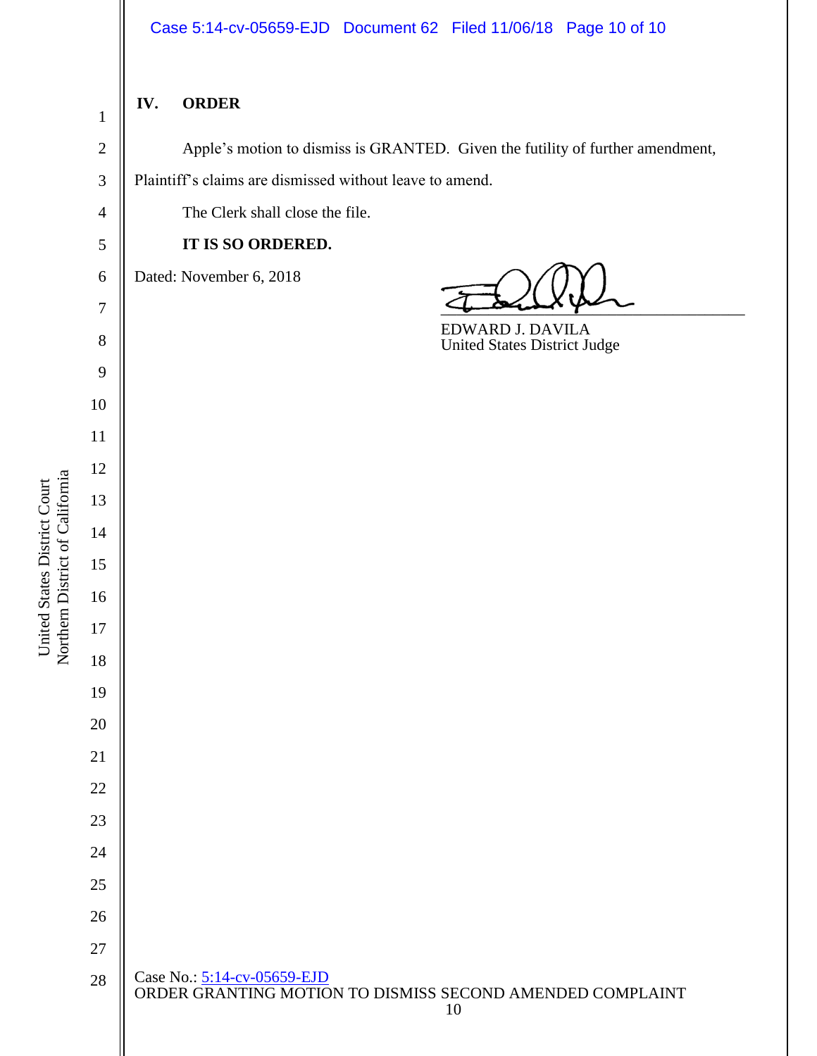## IV. ORDER

Apple's motion to dismiss is GRANTED. Given the futility of further amendment, Plaintiff's claims are dismissed without leave to amend.

The Clerk shall close the file.

**IT IS SO ORDERED.**

Dated: November 6, 2018

EDWARD J. DAVILA
United States District Judge

Case No.: 5:14-cv-05659-EJD
ORDER GRANTING MOTION TO DISMISS SECOND AMENDED COMPLAINT